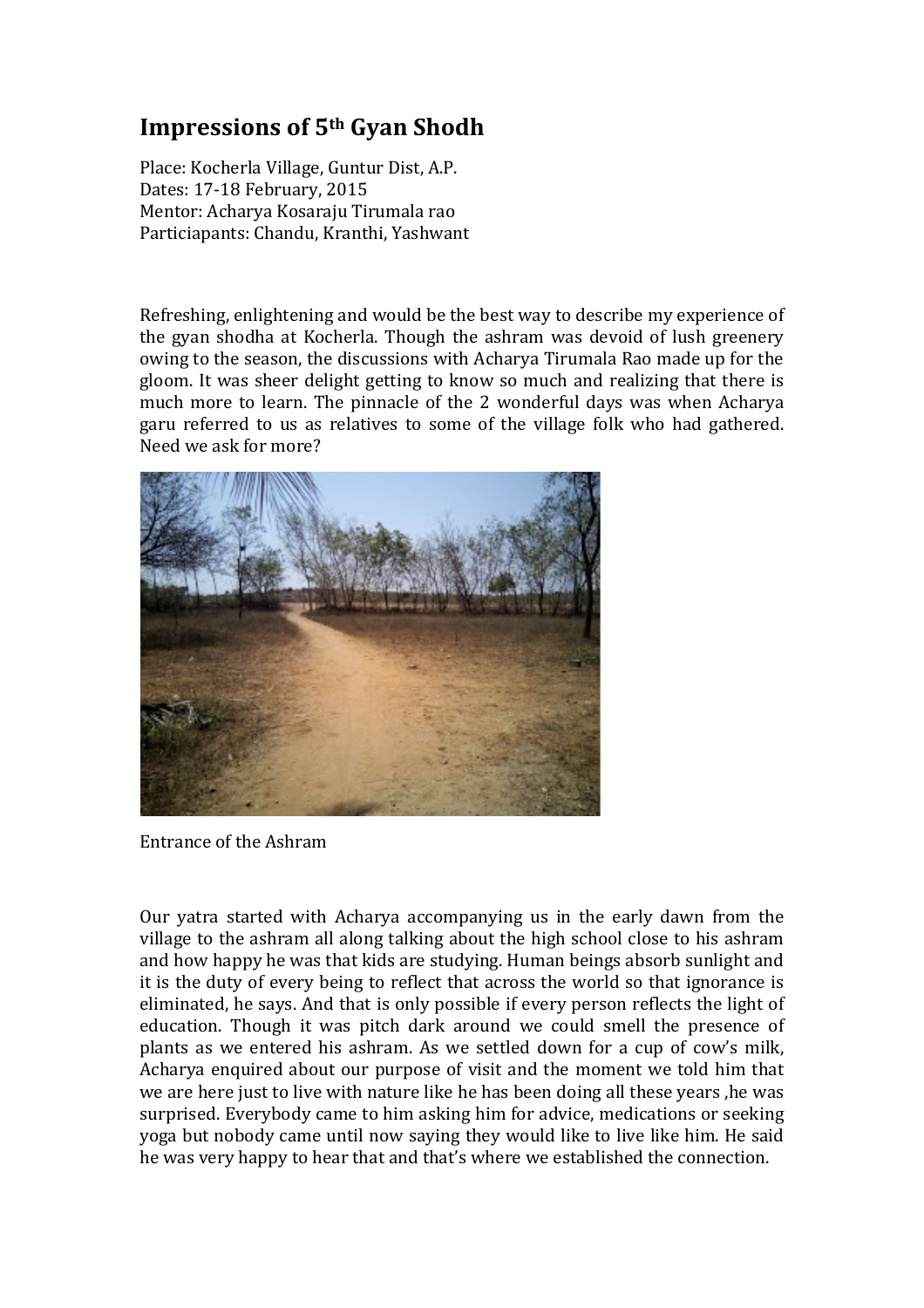# Impressions of 5th Gyan Shodh

Place: Kocherla Village, Guntur Dist, A.P.
Dates: 17-18 February, 2015
Mentor: Acharya Kosaraju Tirumala rao
Particiapants: Chandu, Kranthi, Yashwant

Refreshing, enlightening and would be the best way to describe my experience of the gyan shodha at Kocherla. Though the ashram was devoid of lush greenery owing to the season, the discussions with Acharya Tirumala Rao made up for the gloom. It was sheer delight getting to know so much and realizing that there is much more to learn. The pinnacle of the 2 wonderful days was when Acharya garu referred to us as relatives to some of the village folk who had gathered. Need we ask for more?

Entrance of the Ashram

Our yatra started with Acharya accompanying us in the early dawn from the village to the ashram all along talking about the high school close to his ashram and how happy he was that kids are studying. Human beings absorb sunlight and it is the duty of every being to reflect that across the world so that ignorance is eliminated, he says. And that is only possible if every person reflects the light of education. Though it was pitch dark around we could smell the presence of plants as we entered his ashram. As we settled down for a cup of cow's milk, Acharya enquired about our purpose of visit and the moment we told him that we are here just to live with nature like he has been doing all these years ,he was surprised. Everybody came to him asking him for advice, medications or seeking yoga but nobody came until now saying they would like to live like him. He said he was very happy to hear that and that's where we established the connection.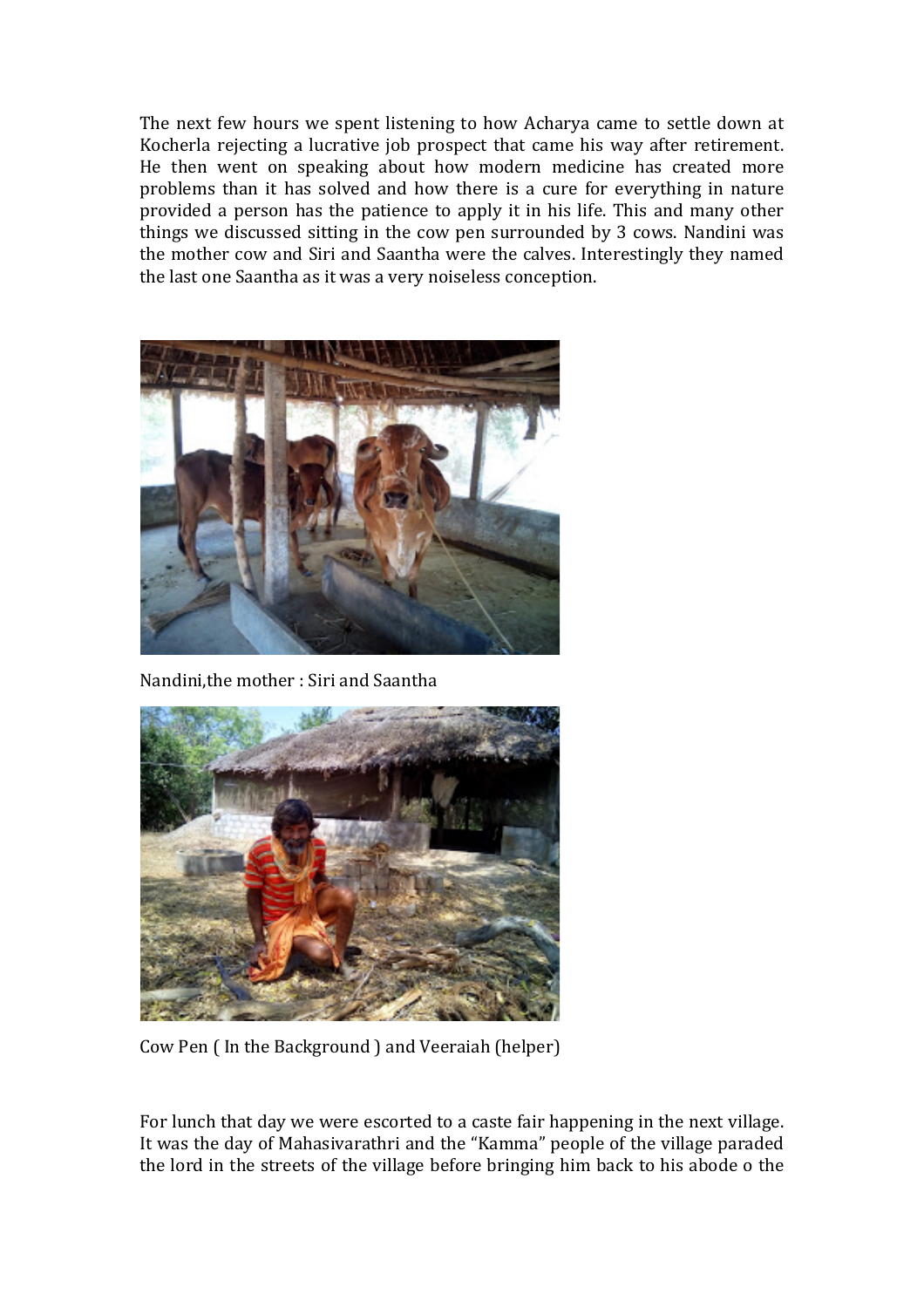The next few hours we spent listening to how Acharya came to settle down at Kocherla rejecting a lucrative job prospect that came his way after retirement. He then went on speaking about how modern medicine has created more problems than it has solved and how there is a cure for everything in nature provided a person has the patience to apply it in his life. This and many other things we discussed sitting in the cow pen surrounded by 3 cows. Nandini was the mother cow and Siri and Saantha were the calves. Interestingly they named the last one Saantha as it was a very noiseless conception.

Nandini,the mother : Siri and Saantha

Cow Pen ( In the Background ) and Veeraiah (helper)

For lunch that day we were escorted to a caste fair happening in the next village. It was the day of Mahasivarathri and the "Kamma" people of the village paraded the lord in the streets of the village before bringing him back to his abode o the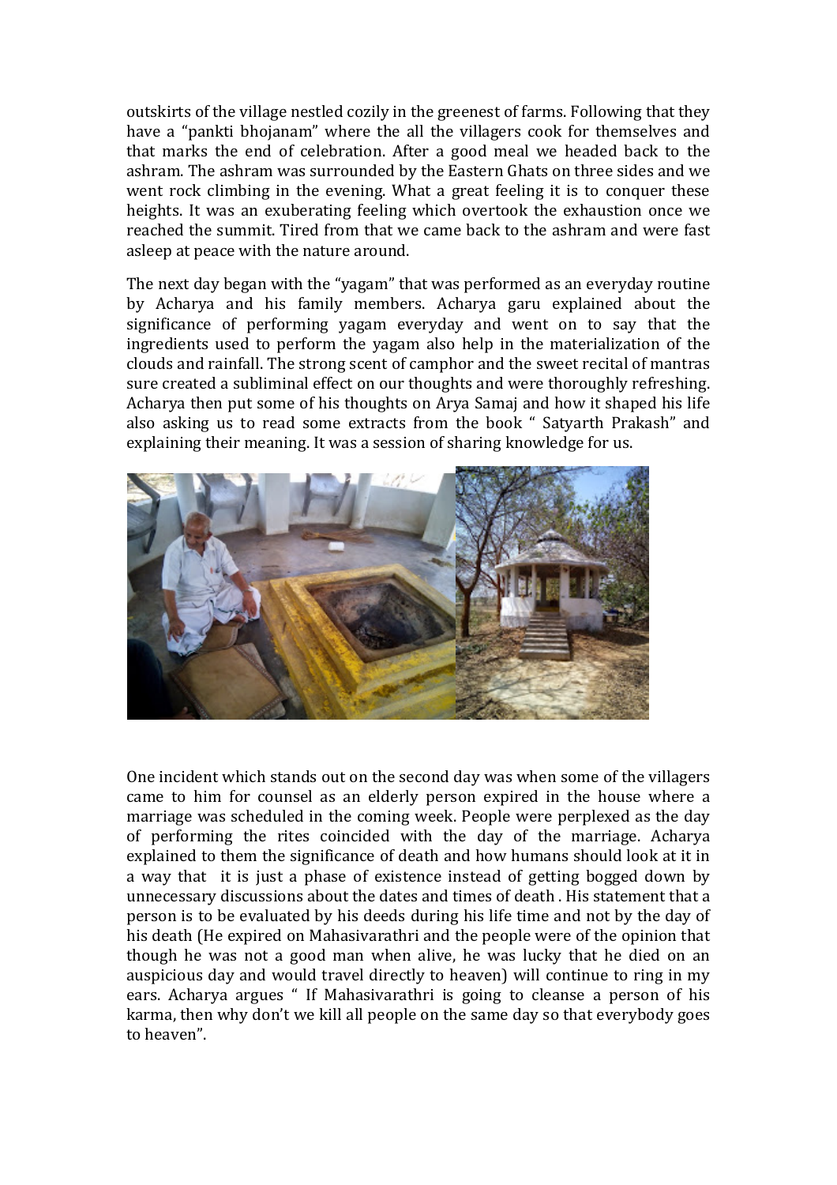outskirts of the village nestled cozily in the greenest of farms. Following that they have a "pankti bhojanam" where the all the villagers cook for themselves and that marks the end of celebration. After a good meal we headed back to the ashram. The ashram was surrounded by the Eastern Ghats on three sides and we went rock climbing in the evening. What a great feeling it is to conquer these heights. It was an exuberating feeling which overtook the exhaustion once we reached the summit. Tired from that we came back to the ashram and were fast asleep at peace with the nature around.

The next day began with the "yagam" that was performed as an everyday routine by Acharya and his family members. Acharya garu explained about the significance of performing yagam everyday and went on to say that the ingredients used to perform the yagam also help in the materialization of the clouds and rainfall. The strong scent of camphor and the sweet recital of mantras sure created a subliminal effect on our thoughts and were thoroughly refreshing. Acharya then put some of his thoughts on Arya Samaj and how it shaped his life also asking us to read some extracts from the book " Satyarth Prakash" and explaining their meaning. It was a session of sharing knowledge for us.

One incident which stands out on the second day was when some of the villagers came to him for counsel as an elderly person expired in the house where a marriage was scheduled in the coming week. People were perplexed as the day of performing the rites coincided with the day of the marriage. Acharya explained to them the significance of death and how humans should look at it in a way that it is just a phase of existence instead of getting bogged down by unnecessary discussions about the dates and times of death . His statement that a person is to be evaluated by his deeds during his life time and not by the day of his death (He expired on Mahasivarathri and the people were of the opinion that though he was not a good man when alive, he was lucky that he died on an auspicious day and would travel directly to heaven) will continue to ring in my ears. Acharya argues " If Mahasivarathri is going to cleanse a person of his karma, then why don't we kill all people on the same day so that everybody goes to heaven".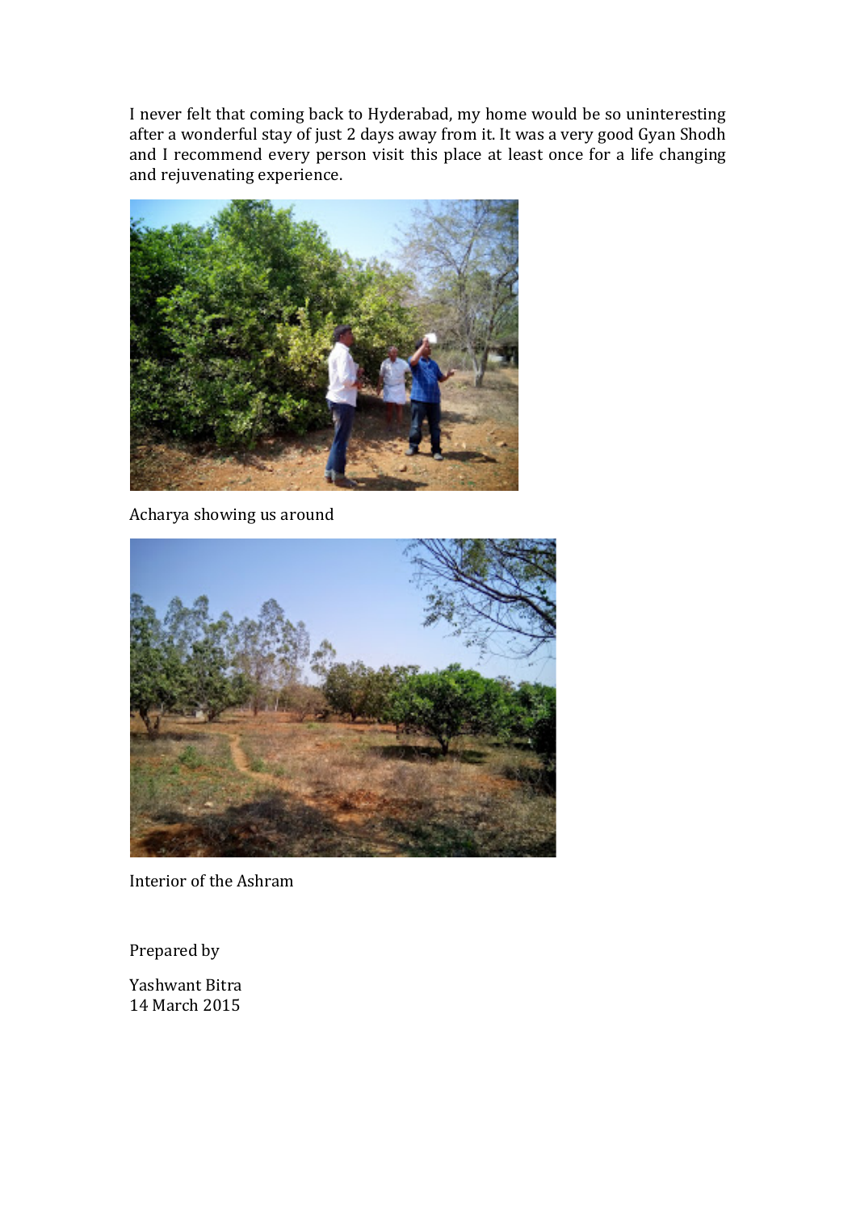I never felt that coming back to Hyderabad, my home would be so uninteresting after a wonderful stay of just 2 days away from it. It was a very good Gyan Shodh and I recommend every person visit this place at least once for a life changing and rejuvenating experience.

Acharya showing us around

Interior of the Ashram

Prepared by

Yashwant Bitra
14 March 2015